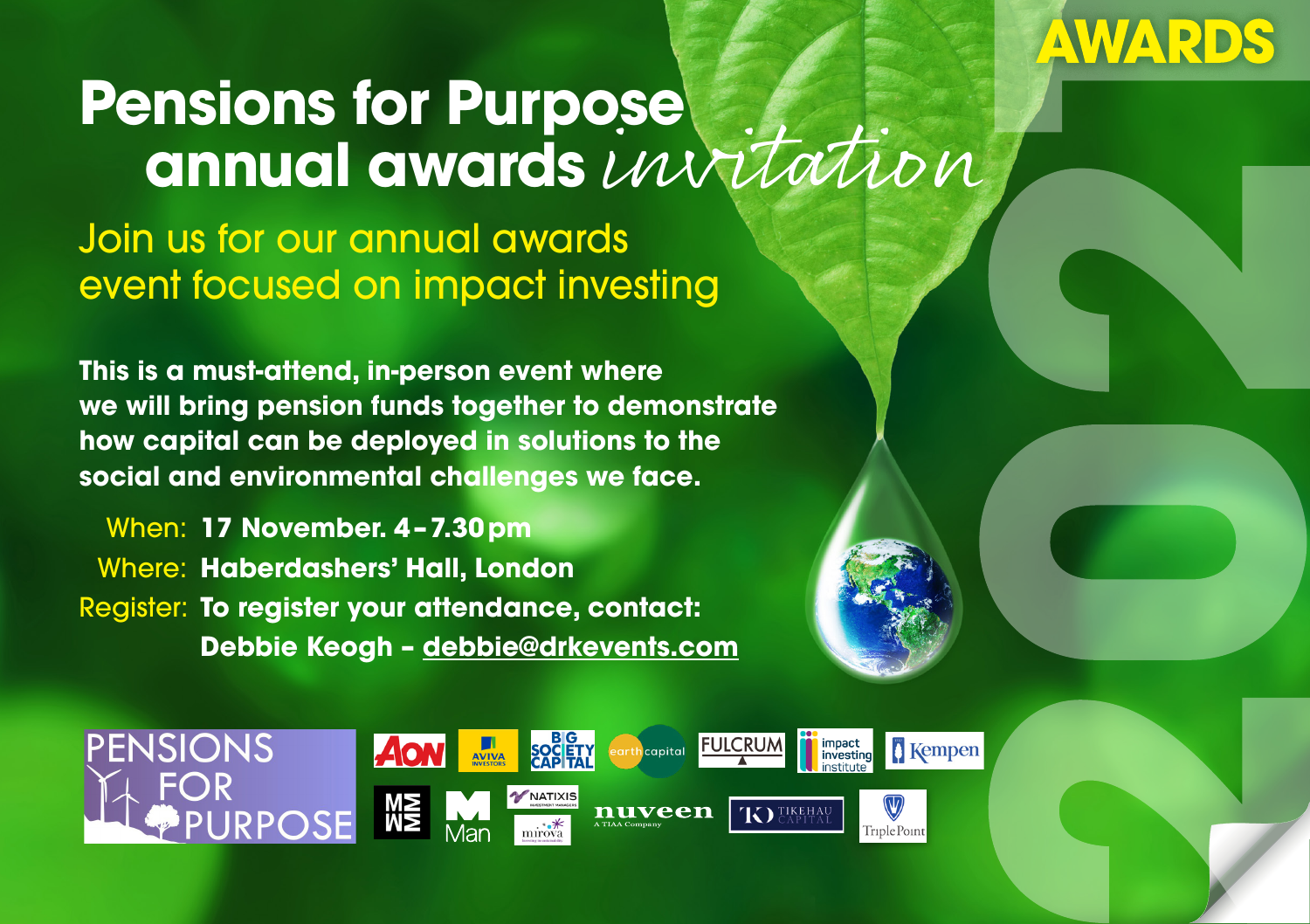AWARDS

# Pensions for Purpose annual awards *invitation*

## Join us for our annual awards event focused on impact investing

**This is a must-attend, in-person event where we will bring pension funds together to demonstrate how capital can be deployed in solutions to the social and environmental challenges we face.**

When: **17 November. 4–7.30 pm**

Where: **Haberdashers' Hall, London**

Register: **To register your attendance, contact: Debbie Keogh – debbie@drkevents.com**

PENSIONS FOR PURPOSE

AON · AVIVA INVESTORS · BIG SOCIETY CAPITAL · earth capital · FULCRUM · impact investing institute · Kempen · M&G · Man · NATIXIS INVESTMENT MANAGERS · mirova · nuveen A TIAA Company · TIKEHAU CAPITAL · TriplePoint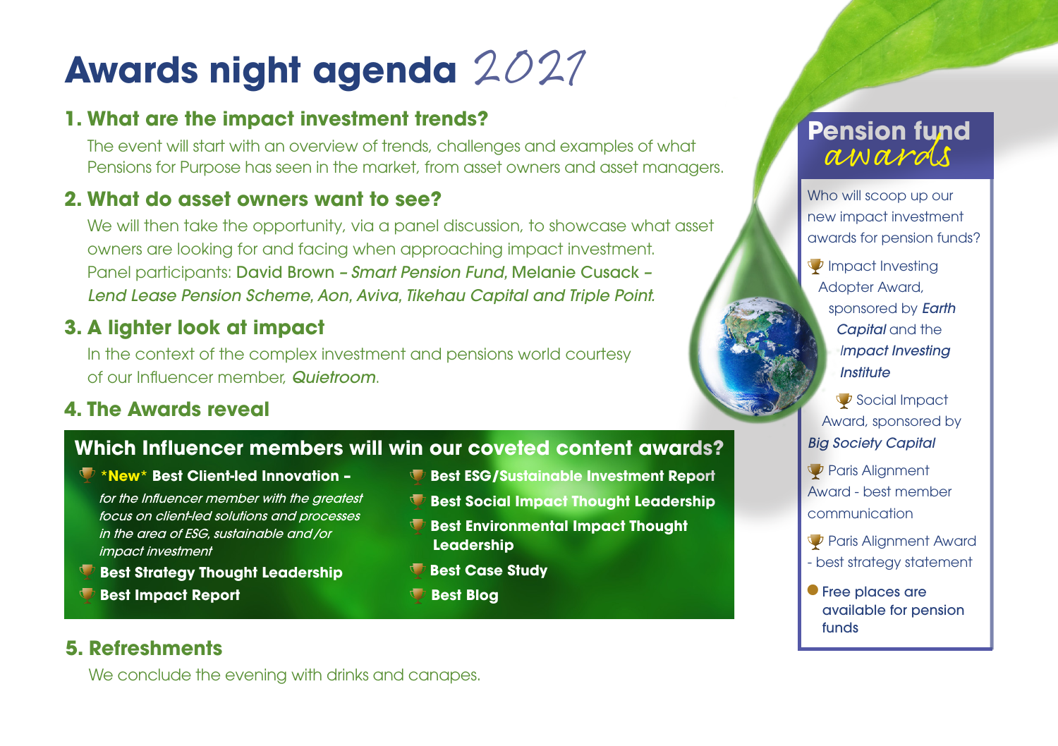# Awards night agenda 2021

## 1. What are the impact investment trends?

The event will start with an overview of trends, challenges and examples of what Pensions for Purpose has seen in the market, from asset owners and asset managers.

## 2. What do asset owners want to see?

We will then take the opportunity, via a panel discussion, to showcase what asset owners are looking for and facing when approaching impact investment. Panel participants: David Brown – *Smart Pension Fund*, Melanie Cusack – *Lend Lease Pension Scheme*, *Aon*, *Aviva*, *Tikehau Capital and Triple Point.*

## 3. A lighter look at impact

In the context of the complex investment and pensions world courtesy of our Influencer member, *Quietroom*.

## 4. The Awards reveal

### Which Influencer members will win our coveted content awards?

- ***New* Best Client-led Innovation –** *for the Influencer member with the greatest focus on client-led solutions and processes in the area of ESG, sustainable and/or impact investment*
- **Best Strategy Thought Leadership**
- **Best Impact Report**
- **Best ESG/Sustainable Investment Report**
- **Best Social Impact Thought Leadership**
- **Best Environmental Impact Thought Leadership**
- **Best Case Study**
- **Best Blog**

## 5. Refreshments

We conclude the evening with drinks and canapes.

## Pension fund awards

Who will scoop up our new impact investment awards for pension funds?

- Impact Investing Adopter Award, sponsored by *Earth Capital* and the *Impact Investing Institute*
- Social Impact Award, sponsored by *Big Society Capital*
- Paris Alignment Award - best member communication
- Paris Alignment Award - best strategy statement
- Free places are available for pension funds